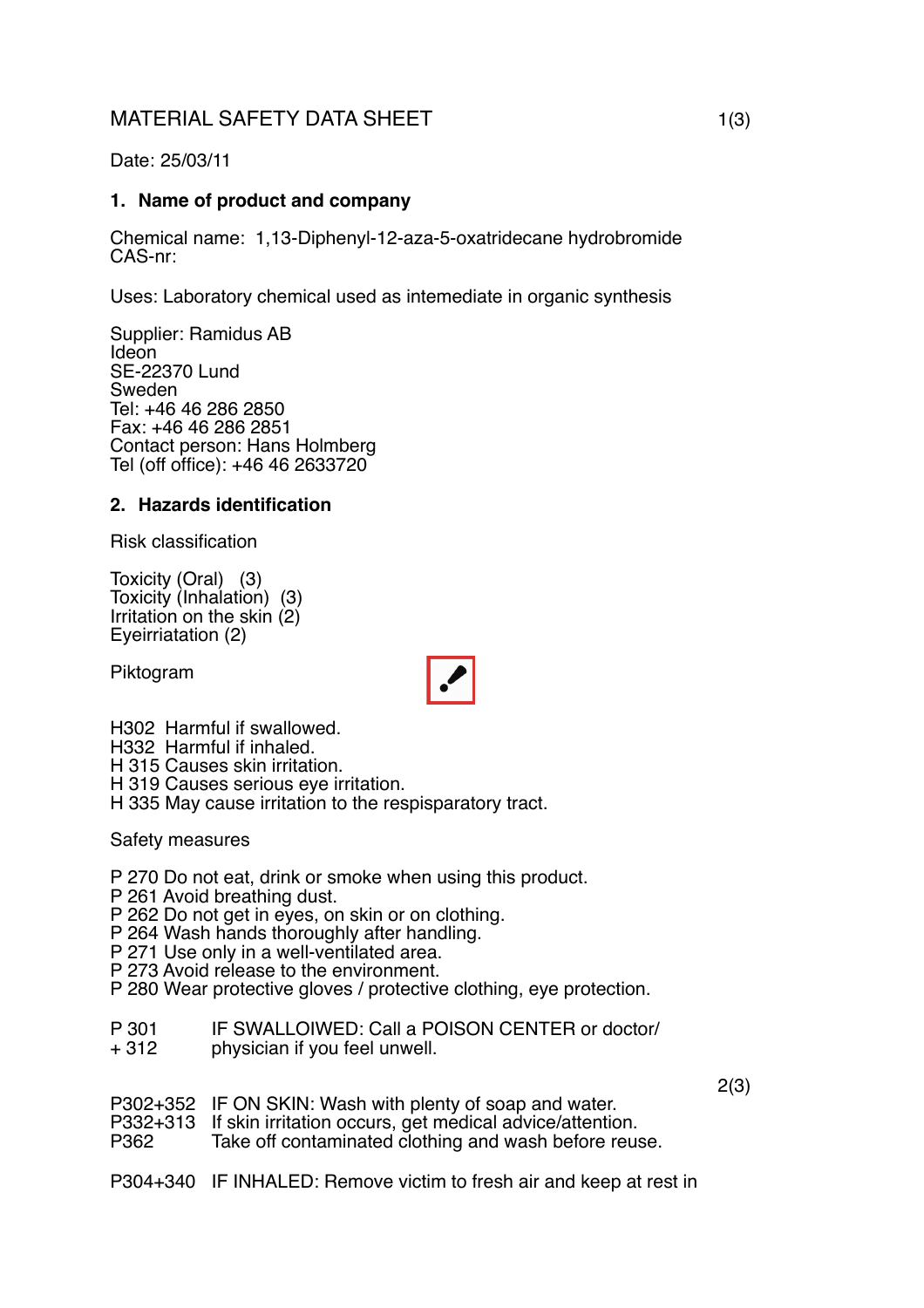# MATERIAL SAFETY DATA SHEET

Date: 25/03/11

## 1. Name of product and company

Chemical name: 1,13-Diphenyl-12-aza-5-oxatridecane hydrobromide
CAS-nr:

Uses: Laboratory chemical used as intemediate in organic synthesis

Supplier: Ramidus AB
Ideon
SE-22370 Lund
Sweden
Tel: +46 46 286 2850
Fax: +46 46 286 2851
Contact person: Hans Holmberg
Tel (off office): +46 46 2633720

## 2. Hazards identification

Risk classification

Toxicity (Oral) (3)
Toxicity (Inhalation) (3)
Irritation on the skin (2)
Eyeirriatation (2)

Piktogram

H302 Harmful if swallowed.
H332 Harmful if inhaled.
H 315 Causes skin irritation.
H 319 Causes serious eye irritation.
H 335 May cause irritation to the respisparatory tract.

Safety measures

P 270 Do not eat, drink or smoke when using this product.
P 261 Avoid breathing dust.
P 262 Do not get in eyes, on skin or on clothing.
P 264 Wash hands thoroughly after handling.
P 271 Use only in a well-ventilated area.
P 273 Avoid release to the environment.
P 280 Wear protective gloves / protective clothing, eye protection.

P 301 + 312 IF SWALLOIWED: Call a POISON CENTER or doctor/ physician if you feel unwell.

P302+352 IF ON SKIN: Wash with plenty of soap and water.
P332+313 If skin irritation occurs, get medical advice/attention.
P362 Take off contaminated clothing and wash before reuse.

P304+340 IF INHALED: Remove victim to fresh air and keep at rest in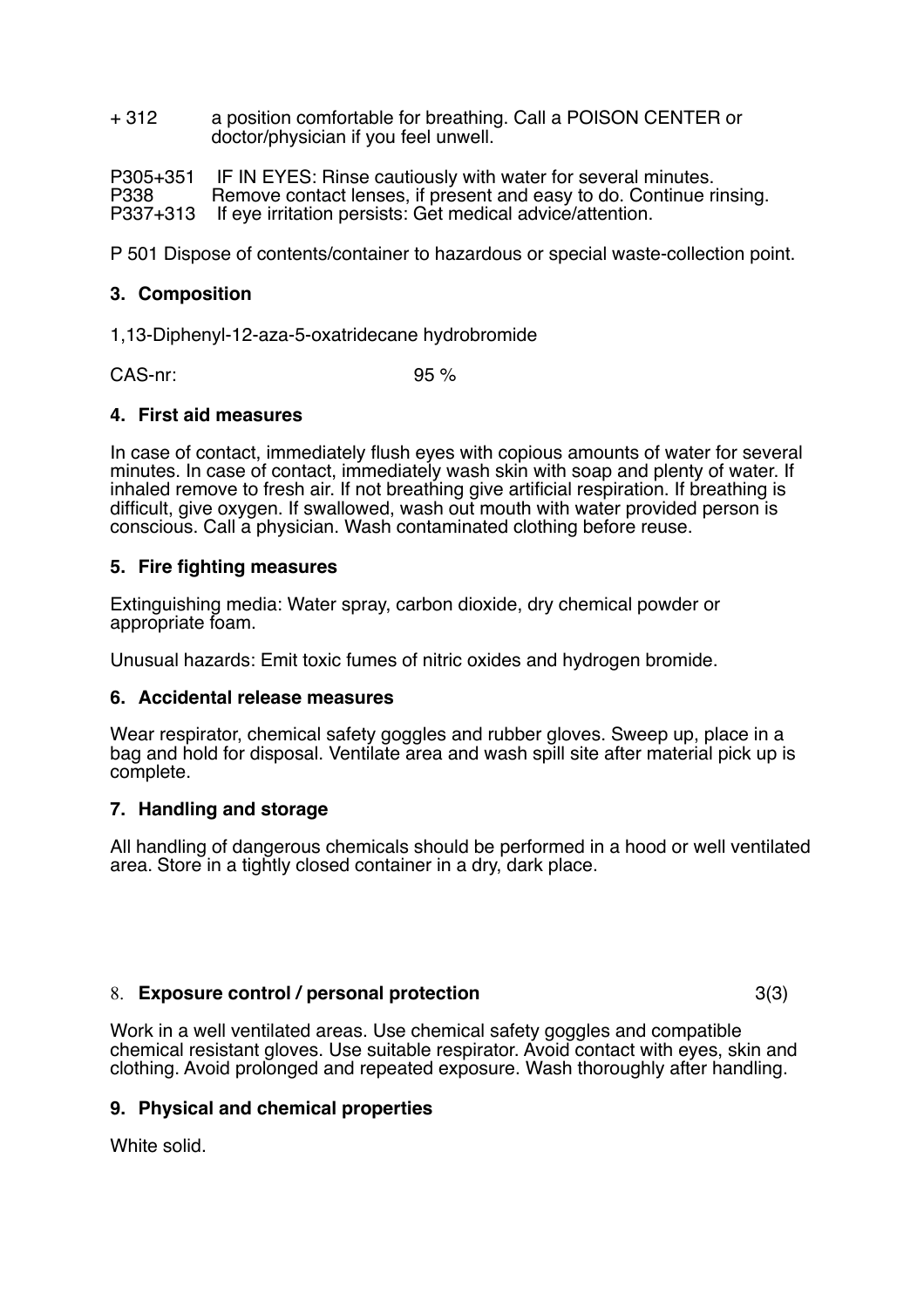+ 312 a position comfortable for breathing. Call a POISON CENTER or doctor/physician if you feel unwell.

P305+351 IF IN EYES: Rinse cautiously with water for several minutes.
P338 Remove contact lenses, if present and easy to do. Continue rinsing.
P337+313 If eye irritation persists: Get medical advice/attention.

P 501 Dispose of contents/container to hazardous or special waste-collection point.

## 3. Composition

1,13-Diphenyl-12-aza-5-oxatridecane hydrobromide

CAS-nr: 95 %

## 4. First aid measures

In case of contact, immediately flush eyes with copious amounts of water for several minutes. In case of contact, immediately wash skin with soap and plenty of water. If inhaled remove to fresh air. If not breathing give artificial respiration. If breathing is difficult, give oxygen. If swallowed, wash out mouth with water provided person is conscious. Call a physician. Wash contaminated clothing before reuse.

## 5. Fire fighting measures

Extinguishing media: Water spray, carbon dioxide, dry chemical powder or appropriate foam.

Unusual hazards: Emit toxic fumes of nitric oxides and hydrogen bromide.

## 6. Accidental release measures

Wear respirator, chemical safety goggles and rubber gloves. Sweep up, place in a bag and hold for disposal. Ventilate area and wash spill site after material pick up is complete.

## 7. Handling and storage

All handling of dangerous chemicals should be performed in a hood or well ventilated area. Store in a tightly closed container in a dry, dark place.

## 8. Exposure control / personal protection

Work in a well ventilated areas. Use chemical safety goggles and compatible chemical resistant gloves. Use suitable respirator. Avoid contact with eyes, skin and clothing. Avoid prolonged and repeated exposure. Wash thoroughly after handling.

## 9. Physical and chemical properties

White solid.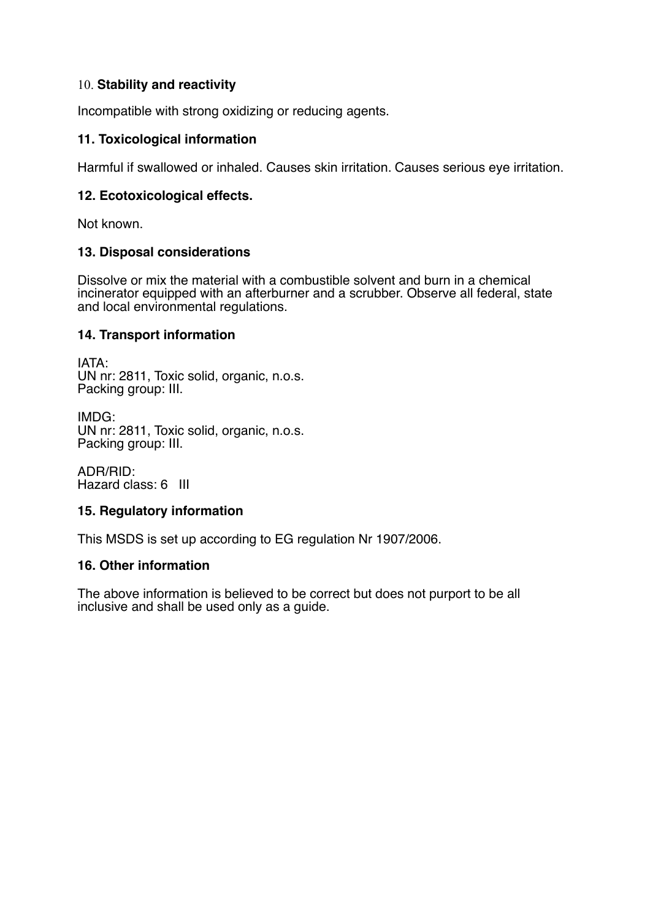## 10. Stability and reactivity

Incompatible with strong oxidizing or reducing agents.

## 11. Toxicological information

Harmful if swallowed or inhaled. Causes skin irritation. Causes serious eye irritation.

## 12. Ecotoxicological effects.

Not known.

## 13. Disposal considerations

Dissolve or mix the material with a combustible solvent and burn in a chemical incinerator equipped with an afterburner and a scrubber. Observe all federal, state and local environmental regulations.

## 14. Transport information

IATA:
UN nr: 2811, Toxic solid, organic, n.o.s.
Packing group: III.

IMDG:
UN nr: 2811, Toxic solid, organic, n.o.s.
Packing group: III.

ADR/RID:
Hazard class: 6 III

## 15. Regulatory information

This MSDS is set up according to EG regulation Nr 1907/2006.

## 16. Other information

The above information is believed to be correct but does not purport to be all inclusive and shall be used only as a guide.